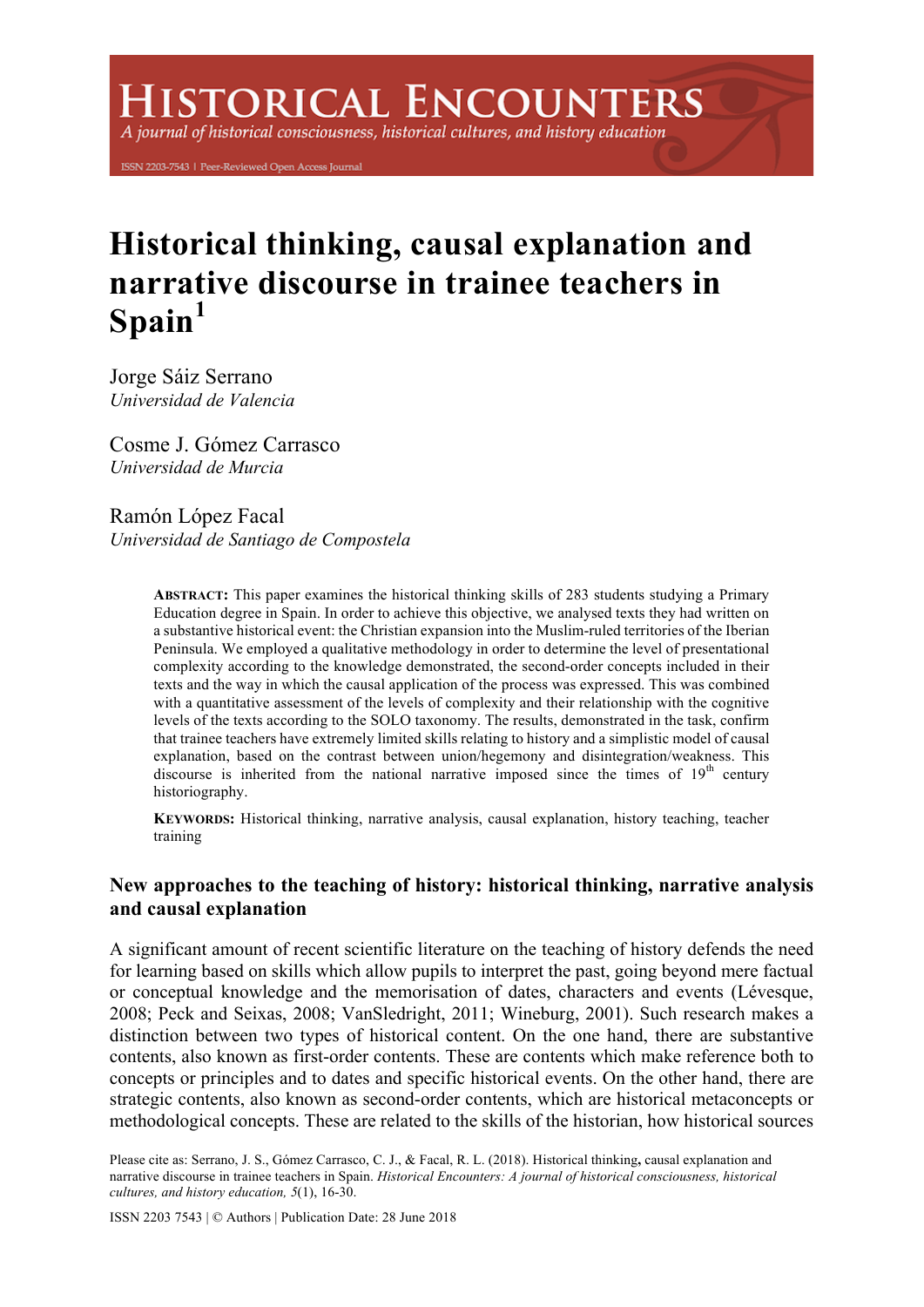# Historical thinking, causal explanation and narrative discourse in trainee teachers in Spain[1]

Jorge Sáiz Serrano
*Universidad de Valencia*

Cosme J. Gómez Carrasco
*Universidad de Murcia*

Ramón López Facal
*Universidad de Santiago de Compostela*

**ABSTRACT:** This paper examines the historical thinking skills of 283 students studying a Primary Education degree in Spain. In order to achieve this objective, we analysed texts they had written on a substantive historical event: the Christian expansion into the Muslim-ruled territories of the Iberian Peninsula. We employed a qualitative methodology in order to determine the level of presentational complexity according to the knowledge demonstrated, the second-order concepts included in their texts and the way in which the causal application of the process was expressed. This was combined with a quantitative assessment of the levels of complexity and their relationship with the cognitive levels of the texts according to the SOLO taxonomy. The results, demonstrated in the task, confirm that trainee teachers have extremely limited skills relating to history and a simplistic model of causal explanation, based on the contrast between union/hegemony and disintegration/weakness. This discourse is inherited from the national narrative imposed since the times of 19th century historiography.

**KEYWORDS:** Historical thinking, narrative analysis, causal explanation, history teaching, teacher training

## New approaches to the teaching of history: historical thinking, narrative analysis and causal explanation

A significant amount of recent scientific literature on the teaching of history defends the need for learning based on skills which allow pupils to interpret the past, going beyond mere factual or conceptual knowledge and the memorisation of dates, characters and events (Lévesque, 2008; Peck and Seixas, 2008; VanSledright, 2011; Wineburg, 2001). Such research makes a distinction between two types of historical content. On the one hand, there are substantive contents, also known as first-order contents. These are contents which make reference both to concepts or principles and to dates and specific historical events. On the other hand, there are strategic contents, also known as second-order contents, which are historical metaconcepts or methodological concepts. These are related to the skills of the historian, how historical sources

Please cite as: Serrano, J. S., Gómez Carrasco, C. J., & Facal, R. L. (2018). Historical thinking, causal explanation and narrative discourse in trainee teachers in Spain. *Historical Encounters: A journal of historical consciousness, historical cultures, and history education, 5*(1), 16-30.

ISSN 2203 7543 | © Authors | Publication Date: 28 June 2018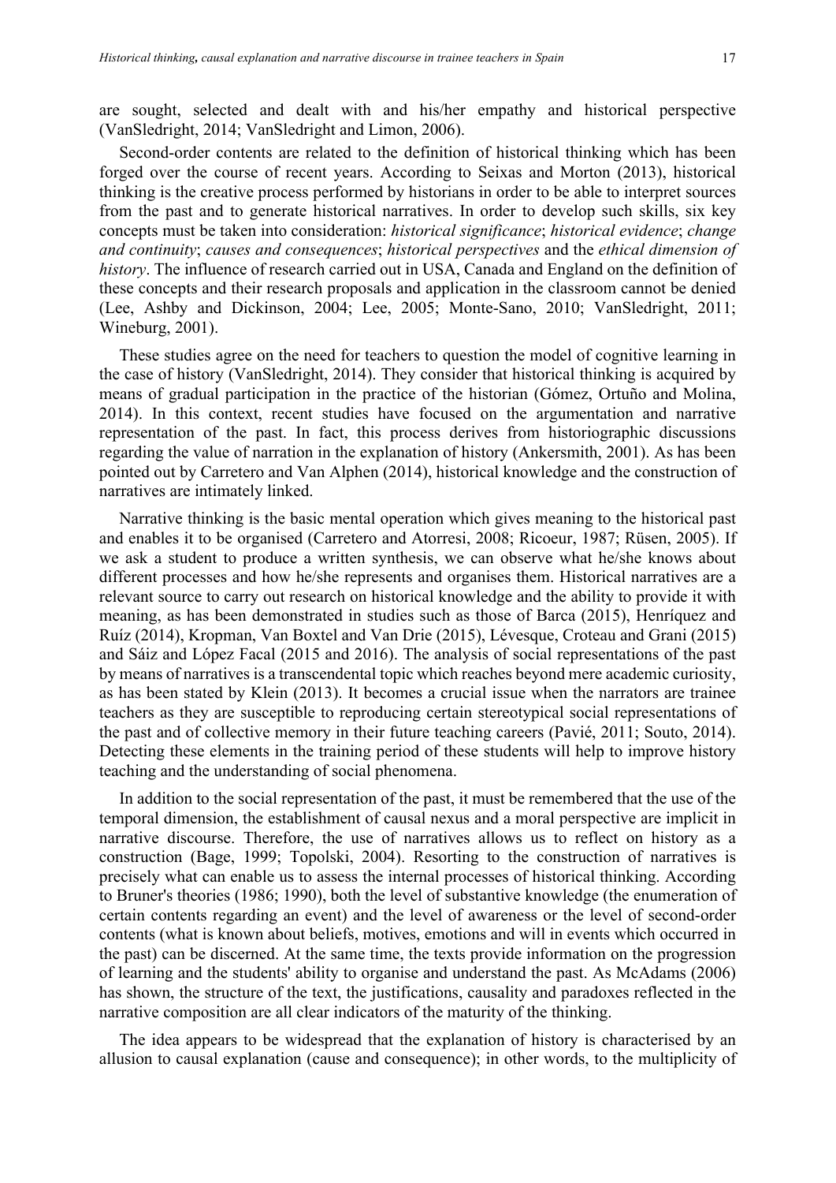are sought, selected and dealt with and his/her empathy and historical perspective (VanSledright, 2014; VanSledright and Limon, 2006).

Second-order contents are related to the definition of historical thinking which has been forged over the course of recent years. According to Seixas and Morton (2013), historical thinking is the creative process performed by historians in order to be able to interpret sources from the past and to generate historical narratives. In order to develop such skills, six key concepts must be taken into consideration: *historical significance*; *historical evidence*; *change and continuity*; *causes and consequences*; *historical perspectives* and the *ethical dimension of history*. The influence of research carried out in USA, Canada and England on the definition of these concepts and their research proposals and application in the classroom cannot be denied (Lee, Ashby and Dickinson, 2004; Lee, 2005; Monte-Sano, 2010; VanSledright, 2011; Wineburg, 2001).

These studies agree on the need for teachers to question the model of cognitive learning in the case of history (VanSledright, 2014). They consider that historical thinking is acquired by means of gradual participation in the practice of the historian (Gómez, Ortuño and Molina, 2014). In this context, recent studies have focused on the argumentation and narrative representation of the past. In fact, this process derives from historiographic discussions regarding the value of narration in the explanation of history (Ankersmith, 2001). As has been pointed out by Carretero and Van Alphen (2014), historical knowledge and the construction of narratives are intimately linked.

Narrative thinking is the basic mental operation which gives meaning to the historical past and enables it to be organised (Carretero and Atorresi, 2008; Ricoeur, 1987; Rüsen, 2005). If we ask a student to produce a written synthesis, we can observe what he/she knows about different processes and how he/she represents and organises them. Historical narratives are a relevant source to carry out research on historical knowledge and the ability to provide it with meaning, as has been demonstrated in studies such as those of Barca (2015), Henríquez and Ruíz (2014), Kropman, Van Boxtel and Van Drie (2015), Lévesque, Croteau and Grani (2015) and Sáiz and López Facal (2015 and 2016). The analysis of social representations of the past by means of narratives is a transcendental topic which reaches beyond mere academic curiosity, as has been stated by Klein (2013). It becomes a crucial issue when the narrators are trainee teachers as they are susceptible to reproducing certain stereotypical social representations of the past and of collective memory in their future teaching careers (Pavié, 2011; Souto, 2014). Detecting these elements in the training period of these students will help to improve history teaching and the understanding of social phenomena.

In addition to the social representation of the past, it must be remembered that the use of the temporal dimension, the establishment of causal nexus and a moral perspective are implicit in narrative discourse. Therefore, the use of narratives allows us to reflect on history as a construction (Bage, 1999; Topolski, 2004). Resorting to the construction of narratives is precisely what can enable us to assess the internal processes of historical thinking. According to Bruner's theories (1986; 1990), both the level of substantive knowledge (the enumeration of certain contents regarding an event) and the level of awareness or the level of second-order contents (what is known about beliefs, motives, emotions and will in events which occurred in the past) can be discerned. At the same time, the texts provide information on the progression of learning and the students' ability to organise and understand the past. As McAdams (2006) has shown, the structure of the text, the justifications, causality and paradoxes reflected in the narrative composition are all clear indicators of the maturity of the thinking.

The idea appears to be widespread that the explanation of history is characterised by an allusion to causal explanation (cause and consequence); in other words, to the multiplicity of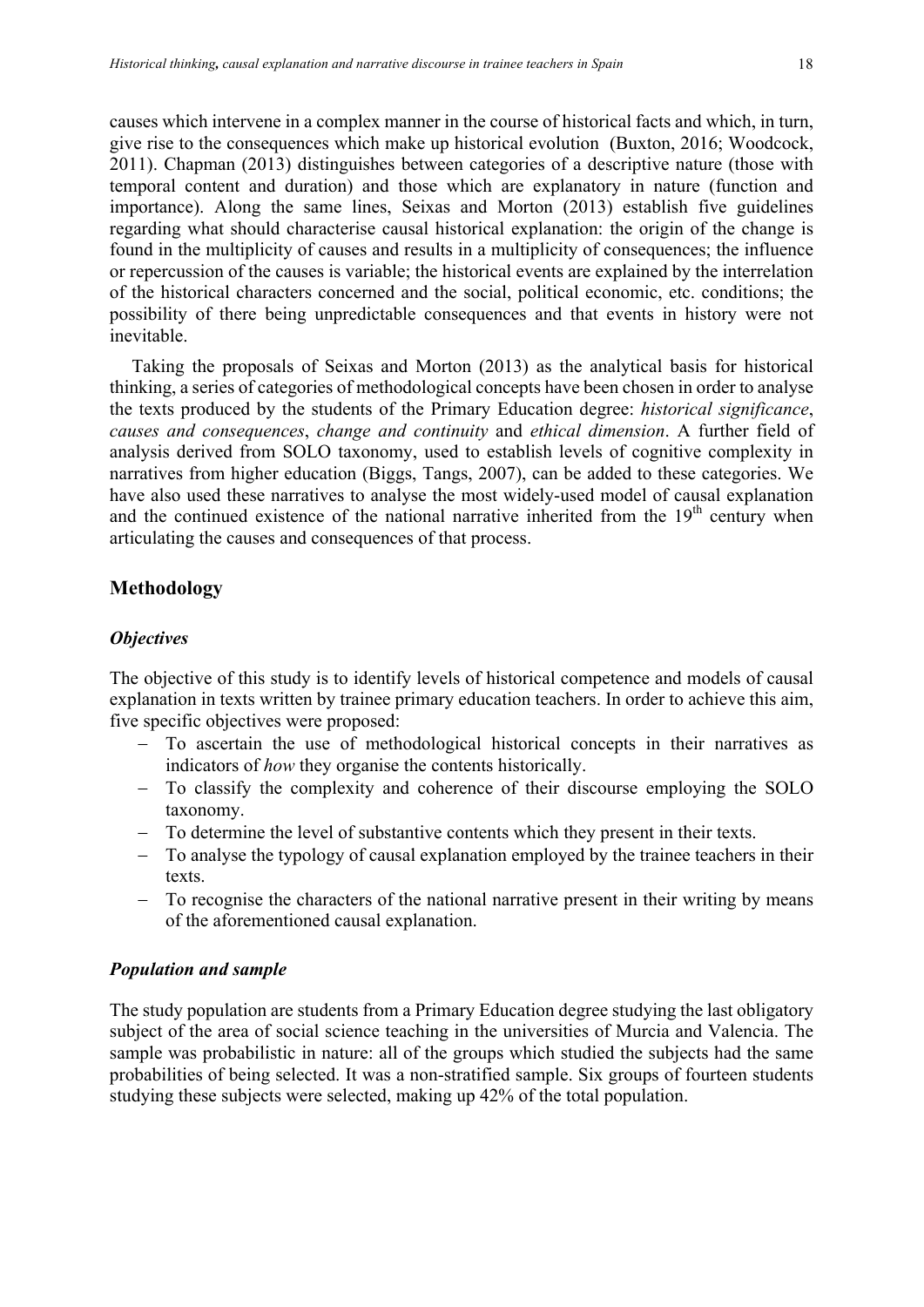causes which intervene in a complex manner in the course of historical facts and which, in turn, give rise to the consequences which make up historical evolution (Buxton, 2016; Woodcock, 2011). Chapman (2013) distinguishes between categories of a descriptive nature (those with temporal content and duration) and those which are explanatory in nature (function and importance). Along the same lines, Seixas and Morton (2013) establish five guidelines regarding what should characterise causal historical explanation: the origin of the change is found in the multiplicity of causes and results in a multiplicity of consequences; the influence or repercussion of the causes is variable; the historical events are explained by the interrelation of the historical characters concerned and the social, political economic, etc. conditions; the possibility of there being unpredictable consequences and that events in history were not inevitable.

Taking the proposals of Seixas and Morton (2013) as the analytical basis for historical thinking, a series of categories of methodological concepts have been chosen in order to analyse the texts produced by the students of the Primary Education degree: *historical significance*, *causes and consequences*, *change and continuity* and *ethical dimension*. A further field of analysis derived from SOLO taxonomy, used to establish levels of cognitive complexity in narratives from higher education (Biggs, Tangs, 2007), can be added to these categories. We have also used these narratives to analyse the most widely-used model of causal explanation and the continued existence of the national narrative inherited from the 19th century when articulating the causes and consequences of that process.

## Methodology

### *Objectives*

The objective of this study is to identify levels of historical competence and models of causal explanation in texts written by trainee primary education teachers. In order to achieve this aim, five specific objectives were proposed:

- To ascertain the use of methodological historical concepts in their narratives as indicators of *how* they organise the contents historically.
- To classify the complexity and coherence of their discourse employing the SOLO taxonomy.
- To determine the level of substantive contents which they present in their texts.
- To analyse the typology of causal explanation employed by the trainee teachers in their texts.
- To recognise the characters of the national narrative present in their writing by means of the aforementioned causal explanation.

### *Population and sample*

The study population are students from a Primary Education degree studying the last obligatory subject of the area of social science teaching in the universities of Murcia and Valencia. The sample was probabilistic in nature: all of the groups which studied the subjects had the same probabilities of being selected. It was a non-stratified sample. Six groups of fourteen students studying these subjects were selected, making up 42% of the total population.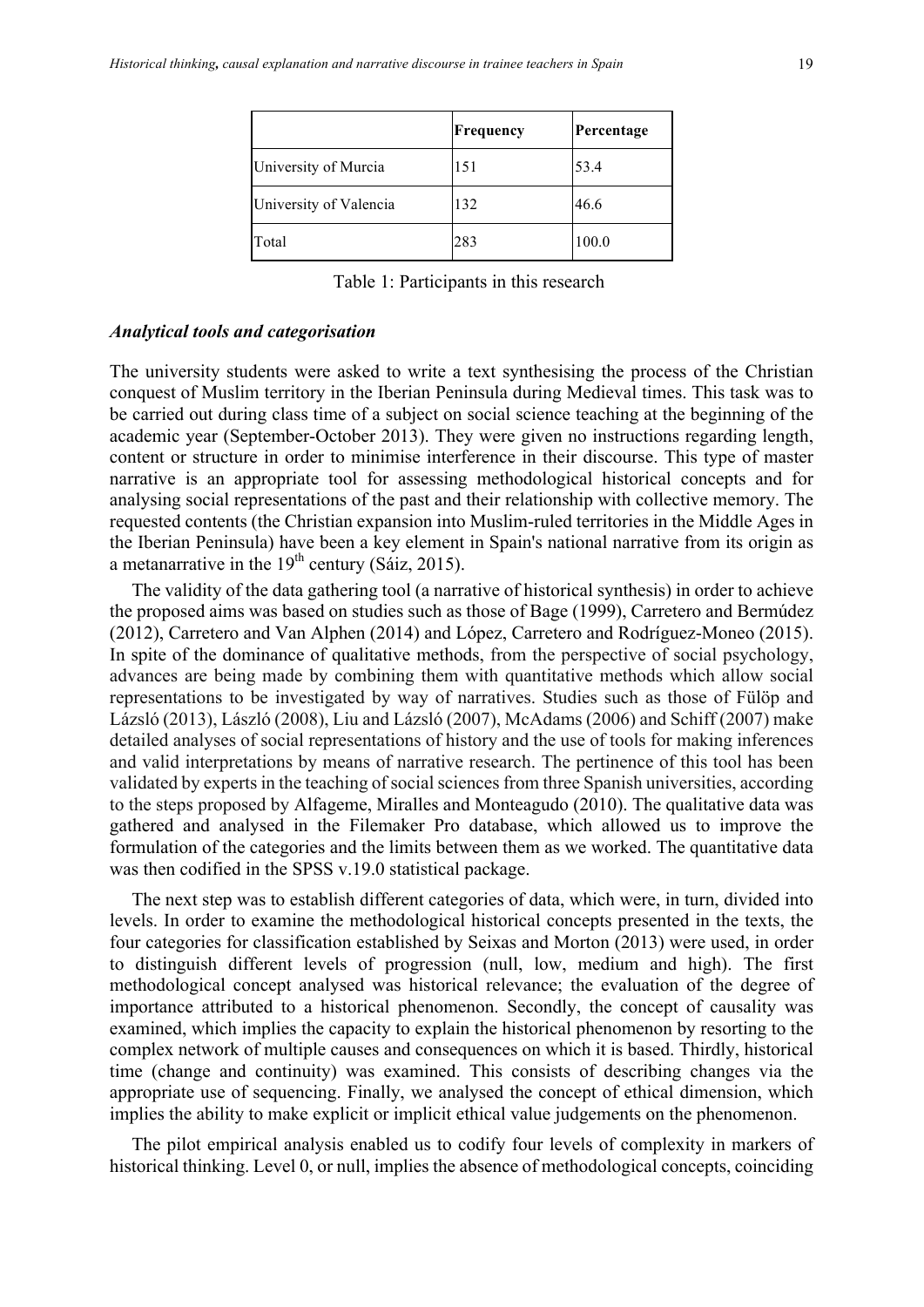|  | Frequency | Percentage |
| --- | --- | --- |
| University of Murcia | 151 | 53.4 |
| University of Valencia | 132 | 46.6 |
| Total | 283 | 100.0 |

Table 1: Participants in this research

### *Analytical tools and categorisation*

The university students were asked to write a text synthesising the process of the Christian conquest of Muslim territory in the Iberian Peninsula during Medieval times. This task was to be carried out during class time of a subject on social science teaching at the beginning of the academic year (September-October 2013). They were given no instructions regarding length, content or structure in order to minimise interference in their discourse. This type of master narrative is an appropriate tool for assessing methodological historical concepts and for analysing social representations of the past and their relationship with collective memory. The requested contents (the Christian expansion into Muslim-ruled territories in the Middle Ages in the Iberian Peninsula) have been a key element in Spain's national narrative from its origin as a metanarrative in the 19th century (Sáiz, 2015).

The validity of the data gathering tool (a narrative of historical synthesis) in order to achieve the proposed aims was based on studies such as those of Bage (1999), Carretero and Bermúdez (2012), Carretero and Van Alphen (2014) and López, Carretero and Rodríguez-Moneo (2015). In spite of the dominance of qualitative methods, from the perspective of social psychology, advances are being made by combining them with quantitative methods which allow social representations to be investigated by way of narratives. Studies such as those of Fülöp and Lázsló (2013), László (2008), Liu and Lázsló (2007), McAdams (2006) and Schiff (2007) make detailed analyses of social representations of history and the use of tools for making inferences and valid interpretations by means of narrative research. The pertinence of this tool has been validated by experts in the teaching of social sciences from three Spanish universities, according to the steps proposed by Alfageme, Miralles and Monteagudo (2010). The qualitative data was gathered and analysed in the Filemaker Pro database, which allowed us to improve the formulation of the categories and the limits between them as we worked. The quantitative data was then codified in the SPSS v.19.0 statistical package.

The next step was to establish different categories of data, which were, in turn, divided into levels. In order to examine the methodological historical concepts presented in the texts, the four categories for classification established by Seixas and Morton (2013) were used, in order to distinguish different levels of progression (null, low, medium and high). The first methodological concept analysed was historical relevance; the evaluation of the degree of importance attributed to a historical phenomenon. Secondly, the concept of causality was examined, which implies the capacity to explain the historical phenomenon by resorting to the complex network of multiple causes and consequences on which it is based. Thirdly, historical time (change and continuity) was examined. This consists of describing changes via the appropriate use of sequencing. Finally, we analysed the concept of ethical dimension, which implies the ability to make explicit or implicit ethical value judgements on the phenomenon.

The pilot empirical analysis enabled us to codify four levels of complexity in markers of historical thinking. Level 0, or null, implies the absence of methodological concepts, coinciding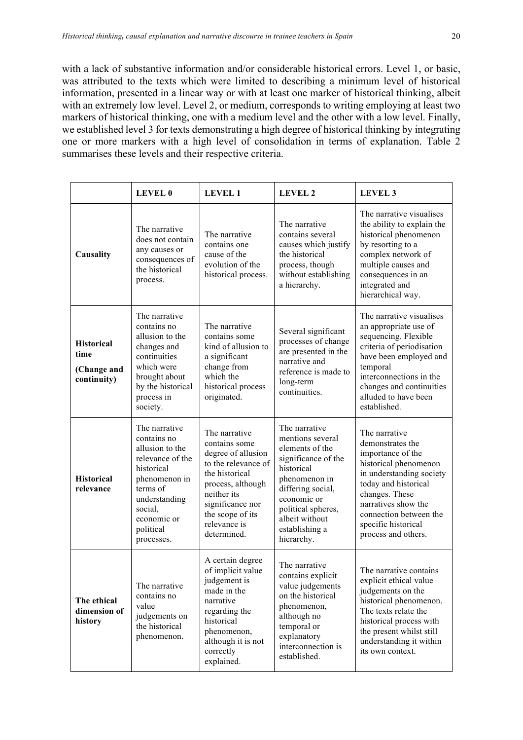with a lack of substantive information and/or considerable historical errors. Level 1, or basic, was attributed to the texts which were limited to describing a minimum level of historical information, presented in a linear way or with at least one marker of historical thinking, albeit with an extremely low level. Level 2, or medium, corresponds to writing employing at least two markers of historical thinking, one with a medium level and the other with a low level. Finally, we established level 3 for texts demonstrating a high degree of historical thinking by integrating one or more markers with a high level of consolidation in terms of explanation. Table 2 summarises these levels and their respective criteria.

| | **LEVEL 0** | **LEVEL 1** | **LEVEL 2** | **LEVEL 3** |
|---|---|---|---|---|
| **Causality** | The narrative does not contain any causes or consequences of the historical process. | The narrative contains one cause of the evolution of the historical process. | The narrative contains several causes which justify the historical process, though without establishing a hierarchy. | The narrative visualises the ability to explain the historical phenomenon by resorting to a complex network of multiple causes and consequences in an integrated and hierarchical way. |
| **Historical time (Change and continuity)** | The narrative contains no allusion to the changes and continuities which were brought about by the historical process in society. | The narrative contains some kind of allusion to a significant change from which the historical process originated. | Several significant processes of change are presented in the narrative and reference is made to long-term continuities. | The narrative visualises an appropriate use of sequencing. Flexible criteria of periodisation have been employed and temporal interconnections in the changes and continuities alluded to have been established. |
| **Historical relevance** | The narrative contains no allusion to the relevance of the historical phenomenon in terms of understanding social, economic or political processes. | The narrative contains some degree of allusion to the relevance of the historical process, although neither its significance nor the scope of its relevance is determined. | The narrative mentions several elements of the significance of the historical phenomenon in differing social, economic or political spheres, albeit without establishing a hierarchy. | The narrative demonstrates the importance of the historical phenomenon in understanding society today and historical changes. These narratives show the connection between the specific historical process and others. |
| **The ethical dimension of history** | The narrative contains no value judgements on the historical phenomenon. | A certain degree of implicit value judgement is made in the narrative regarding the historical phenomenon, although it is not correctly explained. | The narrative contains explicit value judgements on the historical phenomenon, although no temporal or explanatory interconnection is established. | The narrative contains explicit ethical value judgements on the historical phenomenon. The texts relate the historical process with the present whilst still understanding it within its own context. |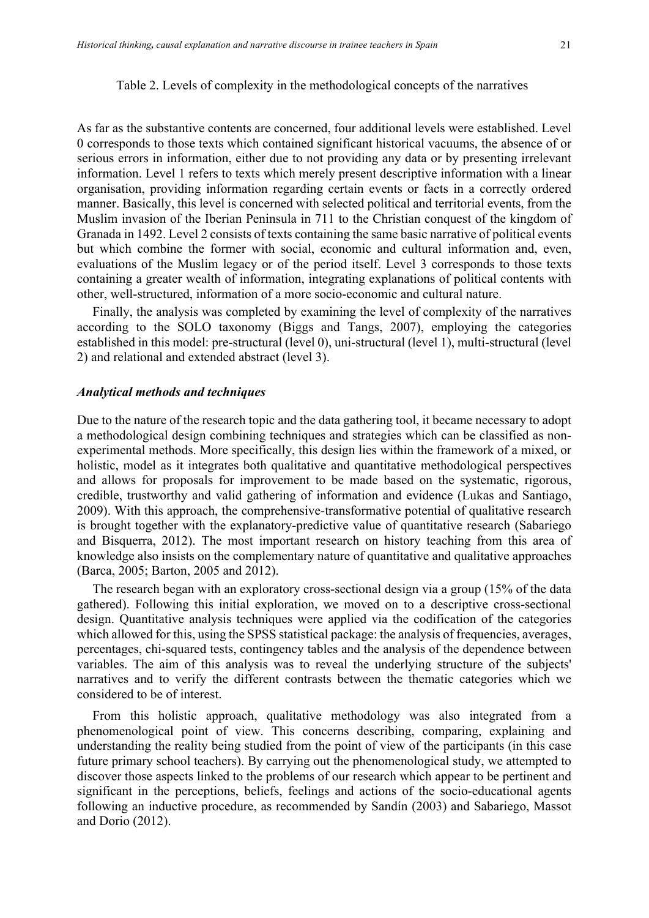Table 2. Levels of complexity in the methodological concepts of the narratives

As far as the substantive contents are concerned, four additional levels were established. Level 0 corresponds to those texts which contained significant historical vacuums, the absence of or serious errors in information, either due to not providing any data or by presenting irrelevant information. Level 1 refers to texts which merely present descriptive information with a linear organisation, providing information regarding certain events or facts in a correctly ordered manner. Basically, this level is concerned with selected political and territorial events, from the Muslim invasion of the Iberian Peninsula in 711 to the Christian conquest of the kingdom of Granada in 1492. Level 2 consists of texts containing the same basic narrative of political events but which combine the former with social, economic and cultural information and, even, evaluations of the Muslim legacy or of the period itself. Level 3 corresponds to those texts containing a greater wealth of information, integrating explanations of political contents with other, well-structured, information of a more socio-economic and cultural nature.

Finally, the analysis was completed by examining the level of complexity of the narratives according to the SOLO taxonomy (Biggs and Tangs, 2007), employing the categories established in this model: pre-structural (level 0), uni-structural (level 1), multi-structural (level 2) and relational and extended abstract (level 3).

### *Analytical methods and techniques*

Due to the nature of the research topic and the data gathering tool, it became necessary to adopt a methodological design combining techniques and strategies which can be classified as non-experimental methods. More specifically, this design lies within the framework of a mixed, or holistic, model as it integrates both qualitative and quantitative methodological perspectives and allows for proposals for improvement to be made based on the systematic, rigorous, credible, trustworthy and valid gathering of information and evidence (Lukas and Santiago, 2009). With this approach, the comprehensive-transformative potential of qualitative research is brought together with the explanatory-predictive value of quantitative research (Sabariego and Bisquerra, 2012). The most important research on history teaching from this area of knowledge also insists on the complementary nature of quantitative and qualitative approaches (Barca, 2005; Barton, 2005 and 2012).

The research began with an exploratory cross-sectional design via a group (15% of the data gathered). Following this initial exploration, we moved on to a descriptive cross-sectional design. Quantitative analysis techniques were applied via the codification of the categories which allowed for this, using the SPSS statistical package: the analysis of frequencies, averages, percentages, chi-squared tests, contingency tables and the analysis of the dependence between variables. The aim of this analysis was to reveal the underlying structure of the subjects' narratives and to verify the different contrasts between the thematic categories which we considered to be of interest.

From this holistic approach, qualitative methodology was also integrated from a phenomenological point of view. This concerns describing, comparing, explaining and understanding the reality being studied from the point of view of the participants (in this case future primary school teachers). By carrying out the phenomenological study, we attempted to discover those aspects linked to the problems of our research which appear to be pertinent and significant in the perceptions, beliefs, feelings and actions of the socio-educational agents following an inductive procedure, as recommended by Sandín (2003) and Sabariego, Massot and Dorio (2012).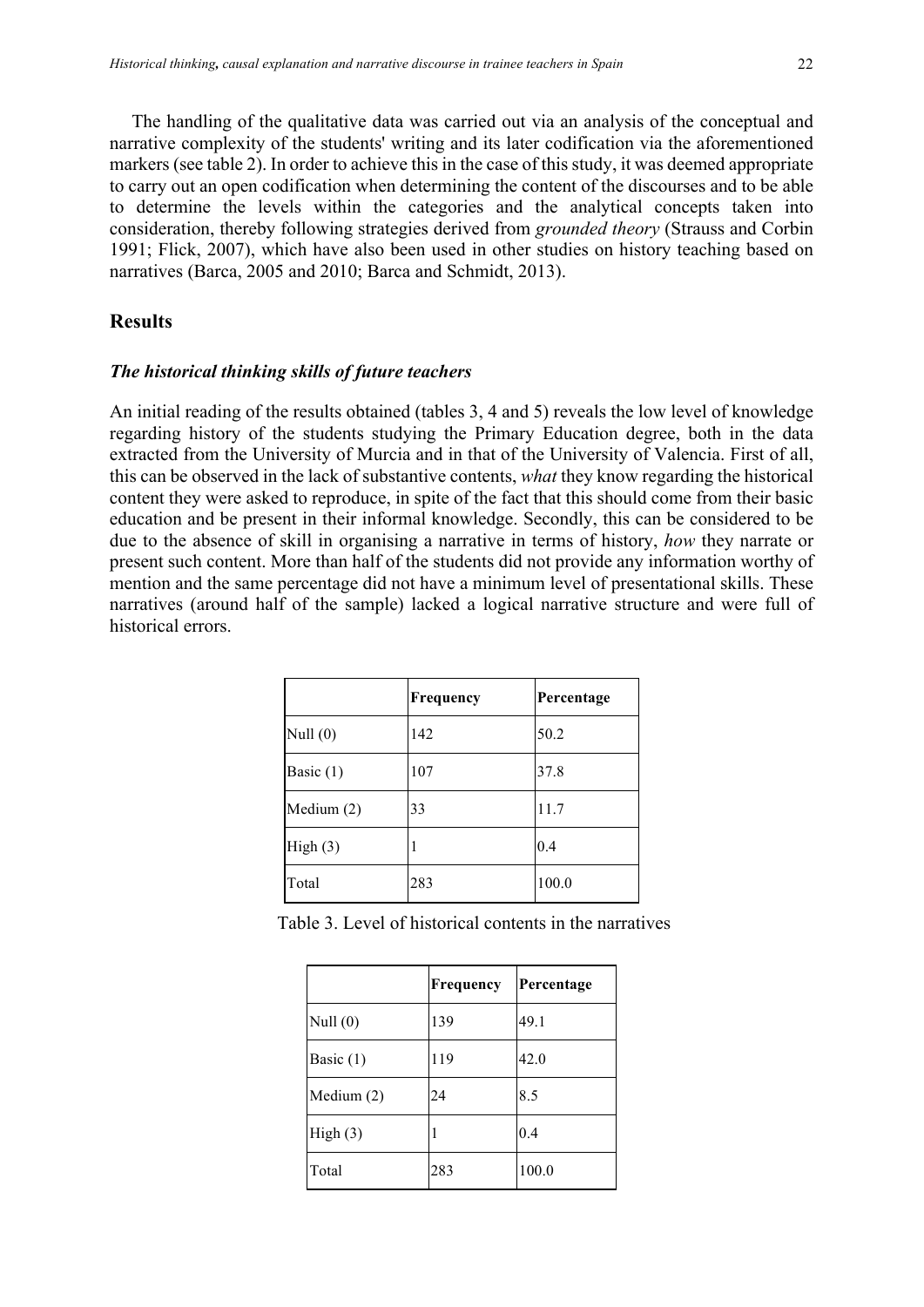The handling of the qualitative data was carried out via an analysis of the conceptual and narrative complexity of the students' writing and its later codification via the aforementioned markers (see table 2). In order to achieve this in the case of this study, it was deemed appropriate to carry out an open codification when determining the content of the discourses and to be able to determine the levels within the categories and the analytical concepts taken into consideration, thereby following strategies derived from *grounded theory* (Strauss and Corbin 1991; Flick, 2007), which have also been used in other studies on history teaching based on narratives (Barca, 2005 and 2010; Barca and Schmidt, 2013).

## Results

### *The historical thinking skills of future teachers*

An initial reading of the results obtained (tables 3, 4 and 5) reveals the low level of knowledge regarding history of the students studying the Primary Education degree, both in the data extracted from the University of Murcia and in that of the University of Valencia. First of all, this can be observed in the lack of substantive contents, *what* they know regarding the historical content they were asked to reproduce, in spite of the fact that this should come from their basic education and be present in their informal knowledge. Secondly, this can be considered to be due to the absence of skill in organising a narrative in terms of history, *how* they narrate or present such content. More than half of the students did not provide any information worthy of mention and the same percentage did not have a minimum level of presentational skills. These narratives (around half of the sample) lacked a logical narrative structure and were full of historical errors.

| | **Frequency** | **Percentage** |
|---|---|---|
| Null (0) | 142 | 50.2 |
| Basic (1) | 107 | 37.8 |
| Medium (2) | 33 | 11.7 |
| High (3) | 1 | 0.4 |
| Total | 283 | 100.0 |

Table 3. Level of historical contents in the narratives

| | **Frequency** | **Percentage** |
|---|---|---|
| Null (0) | 139 | 49.1 |
| Basic (1) | 119 | 42.0 |
| Medium (2) | 24 | 8.5 |
| High (3) | 1 | 0.4 |
| Total | 283 | 100.0 |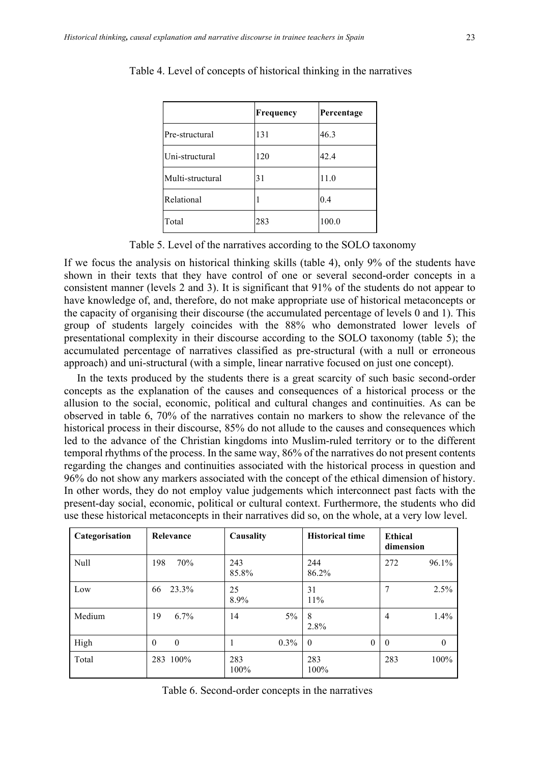Table 4. Level of concepts of historical thinking in the narratives

| | Frequency | Percentage |
|---|---|---|
| Pre-structural | 131 | 46.3 |
| Uni-structural | 120 | 42.4 |
| Multi-structural | 31 | 11.0 |
| Relational | 1 | 0.4 |
| Total | 283 | 100.0 |

Table 5. Level of the narratives according to the SOLO taxonomy

If we focus the analysis on historical thinking skills (table 4), only 9% of the students have shown in their texts that they have control of one or several second-order concepts in a consistent manner (levels 2 and 3). It is significant that 91% of the students do not appear to have knowledge of, and, therefore, do not make appropriate use of historical metaconcepts or the capacity of organising their discourse (the accumulated percentage of levels 0 and 1). This group of students largely coincides with the 88% who demonstrated lower levels of presentational complexity in their discourse according to the SOLO taxonomy (table 5); the accumulated percentage of narratives classified as pre-structural (with a null or erroneous approach) and uni-structural (with a simple, linear narrative focused on just one concept).

In the texts produced by the students there is a great scarcity of such basic second-order concepts as the explanation of the causes and consequences of a historical process or the allusion to the social, economic, political and cultural changes and continuities. As can be observed in table 6, 70% of the narratives contain no markers to show the relevance of the historical process in their discourse, 85% do not allude to the causes and consequences which led to the advance of the Christian kingdoms into Muslim-ruled territory or to the different temporal rhythms of the process. In the same way, 86% of the narratives do not present contents regarding the changes and continuities associated with the historical process in question and 96% do not show any markers associated with the concept of the ethical dimension of history. In other words, they do not employ value judgements which interconnect past facts with the present-day social, economic, political or cultural context. Furthermore, the students who did use these historical metaconcepts in their narratives did so, on the whole, at a very low level.

| Categorisation | Relevance | Causality | Historical time | Ethical dimension |
|---|---|---|---|---|
| Null | 198 70% | 243 85.8% | 244 86.2% | 272 96.1% |
| Low | 66 23.3% | 25 8.9% | 31 11% | 7 2.5% |
| Medium | 19 6.7% | 14 5% | 8 2.8% | 4 1.4% |
| High | 0 0 | 1 0.3% | 0 0 | 0 0 |
| Total | 283 100% | 283 100% | 283 100% | 283 100% |

Table 6. Second-order concepts in the narratives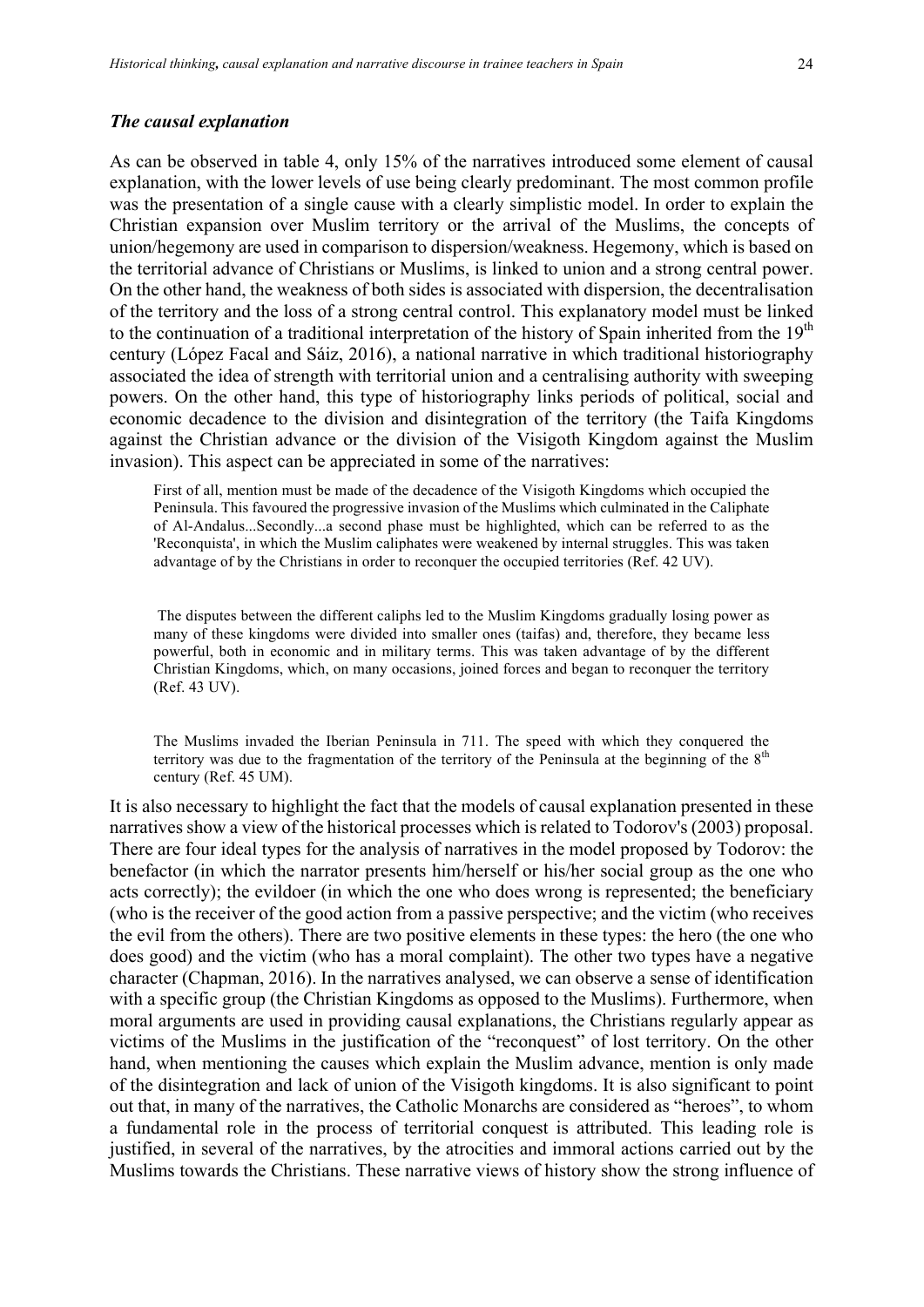### *The causal explanation*

As can be observed in table 4, only 15% of the narratives introduced some element of causal explanation, with the lower levels of use being clearly predominant. The most common profile was the presentation of a single cause with a clearly simplistic model. In order to explain the Christian expansion over Muslim territory or the arrival of the Muslims, the concepts of union/hegemony are used in comparison to dispersion/weakness. Hegemony, which is based on the territorial advance of Christians or Muslims, is linked to union and a strong central power. On the other hand, the weakness of both sides is associated with dispersion, the decentralisation of the territory and the loss of a strong central control. This explanatory model must be linked to the continuation of a traditional interpretation of the history of Spain inherited from the 19th century (López Facal and Sáiz, 2016), a national narrative in which traditional historiography associated the idea of strength with territorial union and a centralising authority with sweeping powers. On the other hand, this type of historiography links periods of political, social and economic decadence to the division and disintegration of the territory (the Taifa Kingdoms against the Christian advance or the division of the Visigoth Kingdom against the Muslim invasion). This aspect can be appreciated in some of the narratives:

> First of all, mention must be made of the decadence of the Visigoth Kingdoms which occupied the Peninsula. This favoured the progressive invasion of the Muslims which culminated in the Caliphate of Al-Andalus...Secondly...a second phase must be highlighted, which can be referred to as the 'Reconquista', in which the Muslim caliphates were weakened by internal struggles. This was taken advantage of by the Christians in order to reconquer the occupied territories (Ref. 42 UV).

> The disputes between the different caliphs led to the Muslim Kingdoms gradually losing power as many of these kingdoms were divided into smaller ones (taifas) and, therefore, they became less powerful, both in economic and in military terms. This was taken advantage of by the different Christian Kingdoms, which, on many occasions, joined forces and began to reconquer the territory (Ref. 43 UV).

> The Muslims invaded the Iberian Peninsula in 711. The speed with which they conquered the territory was due to the fragmentation of the territory of the Peninsula at the beginning of the 8th century (Ref. 45 UM).

It is also necessary to highlight the fact that the models of causal explanation presented in these narratives show a view of the historical processes which is related to Todorov's (2003) proposal. There are four ideal types for the analysis of narratives in the model proposed by Todorov: the benefactor (in which the narrator presents him/herself or his/her social group as the one who acts correctly); the evildoer (in which the one who does wrong is represented; the beneficiary (who is the receiver of the good action from a passive perspective; and the victim (who receives the evil from the others). There are two positive elements in these types: the hero (the one who does good) and the victim (who has a moral complaint). The other two types have a negative character (Chapman, 2016). In the narratives analysed, we can observe a sense of identification with a specific group (the Christian Kingdoms as opposed to the Muslims). Furthermore, when moral arguments are used in providing causal explanations, the Christians regularly appear as victims of the Muslims in the justification of the "reconquest" of lost territory. On the other hand, when mentioning the causes which explain the Muslim advance, mention is only made of the disintegration and lack of union of the Visigoth kingdoms. It is also significant to point out that, in many of the narratives, the Catholic Monarchs are considered as "heroes", to whom a fundamental role in the process of territorial conquest is attributed. This leading role is justified, in several of the narratives, by the atrocities and immoral actions carried out by the Muslims towards the Christians. These narrative views of history show the strong influence of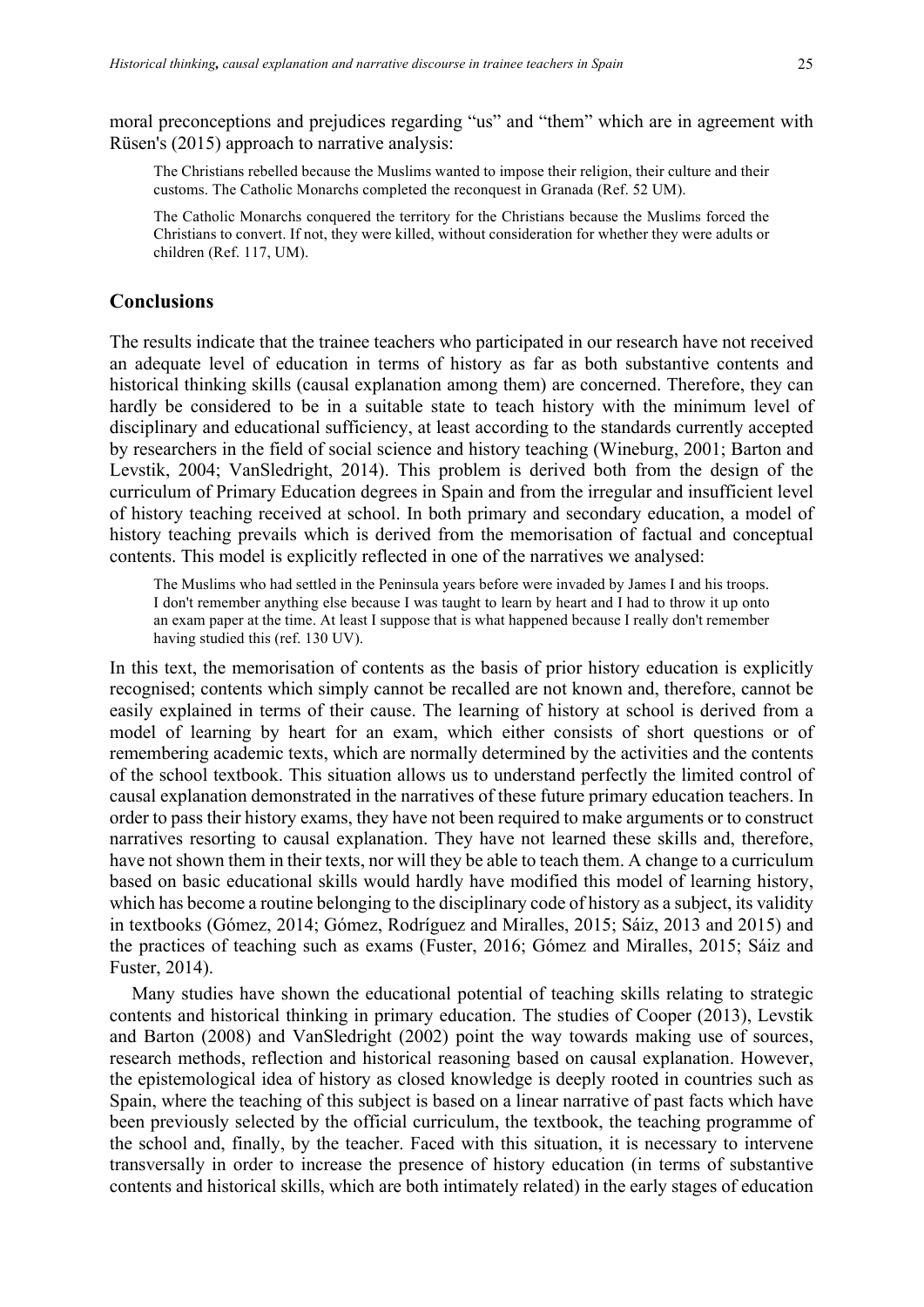moral preconceptions and prejudices regarding "us" and "them" which are in agreement with Rüsen's (2015) approach to narrative analysis:

> The Christians rebelled because the Muslims wanted to impose their religion, their culture and their customs. The Catholic Monarchs completed the reconquest in Granada (Ref. 52 UM).

> The Catholic Monarchs conquered the territory for the Christians because the Muslims forced the Christians to convert. If not, they were killed, without consideration for whether they were adults or children (Ref. 117, UM).

## Conclusions

The results indicate that the trainee teachers who participated in our research have not received an adequate level of education in terms of history as far as both substantive contents and historical thinking skills (causal explanation among them) are concerned. Therefore, they can hardly be considered to be in a suitable state to teach history with the minimum level of disciplinary and educational sufficiency, at least according to the standards currently accepted by researchers in the field of social science and history teaching (Wineburg, 2001; Barton and Levstik, 2004; VanSledright, 2014). This problem is derived both from the design of the curriculum of Primary Education degrees in Spain and from the irregular and insufficient level of history teaching received at school. In both primary and secondary education, a model of history teaching prevails which is derived from the memorisation of factual and conceptual contents. This model is explicitly reflected in one of the narratives we analysed:

> The Muslims who had settled in the Peninsula years before were invaded by James I and his troops. I don't remember anything else because I was taught to learn by heart and I had to throw it up onto an exam paper at the time. At least I suppose that is what happened because I really don't remember having studied this (ref. 130 UV).

In this text, the memorisation of contents as the basis of prior history education is explicitly recognised; contents which simply cannot be recalled are not known and, therefore, cannot be easily explained in terms of their cause. The learning of history at school is derived from a model of learning by heart for an exam, which either consists of short questions or of remembering academic texts, which are normally determined by the activities and the contents of the school textbook. This situation allows us to understand perfectly the limited control of causal explanation demonstrated in the narratives of these future primary education teachers. In order to pass their history exams, they have not been required to make arguments or to construct narratives resorting to causal explanation. They have not learned these skills and, therefore, have not shown them in their texts, nor will they be able to teach them. A change to a curriculum based on basic educational skills would hardly have modified this model of learning history, which has become a routine belonging to the disciplinary code of history as a subject, its validity in textbooks (Gómez, 2014; Gómez, Rodríguez and Miralles, 2015; Sáiz, 2013 and 2015) and the practices of teaching such as exams (Fuster, 2016; Gómez and Miralles, 2015; Sáiz and Fuster, 2014).

Many studies have shown the educational potential of teaching skills relating to strategic contents and historical thinking in primary education. The studies of Cooper (2013), Levstik and Barton (2008) and VanSledright (2002) point the way towards making use of sources, research methods, reflection and historical reasoning based on causal explanation. However, the epistemological idea of history as closed knowledge is deeply rooted in countries such as Spain, where the teaching of this subject is based on a linear narrative of past facts which have been previously selected by the official curriculum, the textbook, the teaching programme of the school and, finally, by the teacher. Faced with this situation, it is necessary to intervene transversally in order to increase the presence of history education (in terms of substantive contents and historical skills, which are both intimately related) in the early stages of education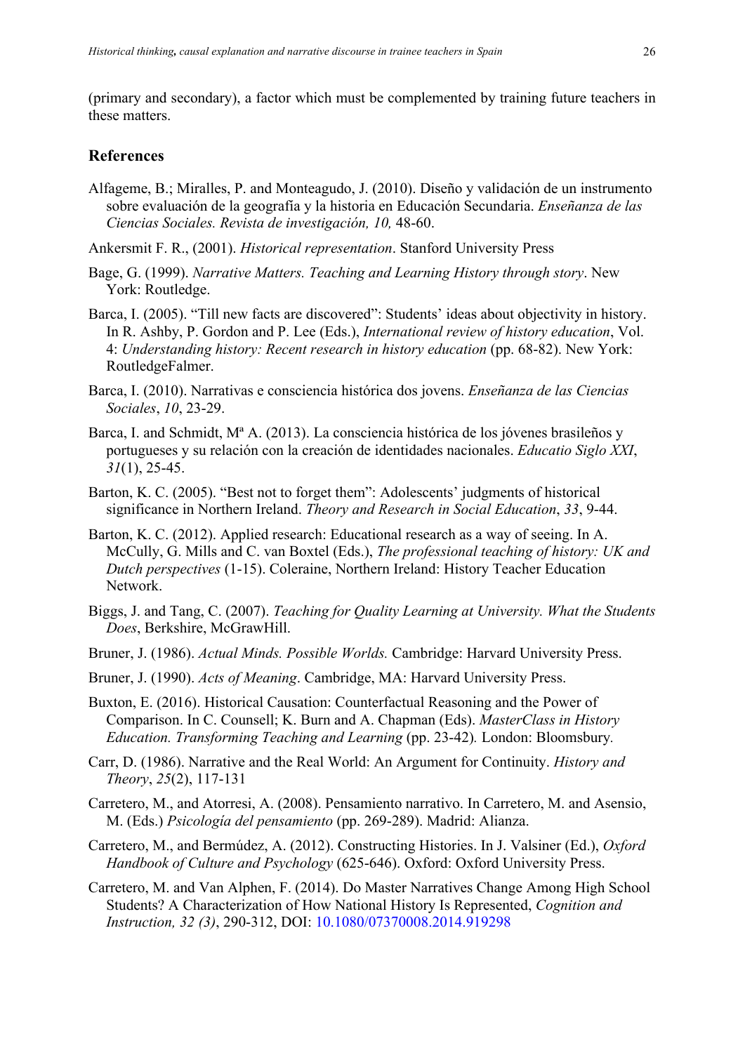(primary and secondary), a factor which must be complemented by training future teachers in these matters.

## References

Alfageme, B.; Miralles, P. and Monteagudo, J. (2010). Diseño y validación de un instrumento sobre evaluación de la geografía y la historia en Educación Secundaria. *Enseñanza de las Ciencias Sociales. Revista de investigación, 10,* 48-60.

Ankersmit F. R., (2001). *Historical representation*. Stanford University Press

Bage, G. (1999). *Narrative Matters. Teaching and Learning History through story*. New York: Routledge.

Barca, I. (2005). "Till new facts are discovered": Students' ideas about objectivity in history. In R. Ashby, P. Gordon and P. Lee (Eds.), *International review of history education*, Vol. 4: *Understanding history: Recent research in history education* (pp. 68-82). New York: RoutledgeFalmer.

Barca, I. (2010). Narrativas e consciencia histórica dos jovens. *Enseñanza de las Ciencias Sociales*, *10*, 23-29.

Barca, I. and Schmidt, Mª A. (2013). La consciencia histórica de los jóvenes brasileños y portugueses y su relación con la creación de identidades nacionales. *Educatio Siglo XXI*, *31*(1), 25-45.

Barton, K. C. (2005). "Best not to forget them": Adolescents' judgments of historical significance in Northern Ireland. *Theory and Research in Social Education*, *33*, 9-44.

Barton, K. C. (2012). Applied research: Educational research as a way of seeing. In A. McCully, G. Mills and C. van Boxtel (Eds.), *The professional teaching of history: UK and Dutch perspectives* (1-15). Coleraine, Northern Ireland: History Teacher Education Network.

Biggs, J. and Tang, C. (2007). *Teaching for Quality Learning at University. What the Students Does*, Berkshire, McGrawHill.

Bruner, J. (1986). *Actual Minds. Possible Worlds.* Cambridge: Harvard University Press.

Bruner, J. (1990). *Acts of Meaning*. Cambridge, MA: Harvard University Press.

Buxton, E. (2016). Historical Causation: Counterfactual Reasoning and the Power of Comparison. In C. Counsell; K. Burn and A. Chapman (Eds). *MasterClass in History Education. Transforming Teaching and Learning* (pp. 23-42)*.* London: Bloomsbury*.*

Carr, D. (1986). Narrative and the Real World: An Argument for Continuity. *History and Theory*, *25*(2), 117-131

Carretero, M., and Atorresi, A. (2008). Pensamiento narrativo. In Carretero, M. and Asensio, M. (Eds.) *Psicología del pensamiento* (pp. 269-289). Madrid: Alianza.

Carretero, M., and Bermúdez, A. (2012). Constructing Histories. In J. Valsiner (Ed.), *Oxford Handbook of Culture and Psychology* (625-646). Oxford: Oxford University Press.

Carretero, M. and Van Alphen, F. (2014). Do Master Narratives Change Among High School Students? A Characterization of How National History Is Represented, *Cognition and Instruction, 32 (3)*, 290-312, DOI: 10.1080/07370008.2014.919298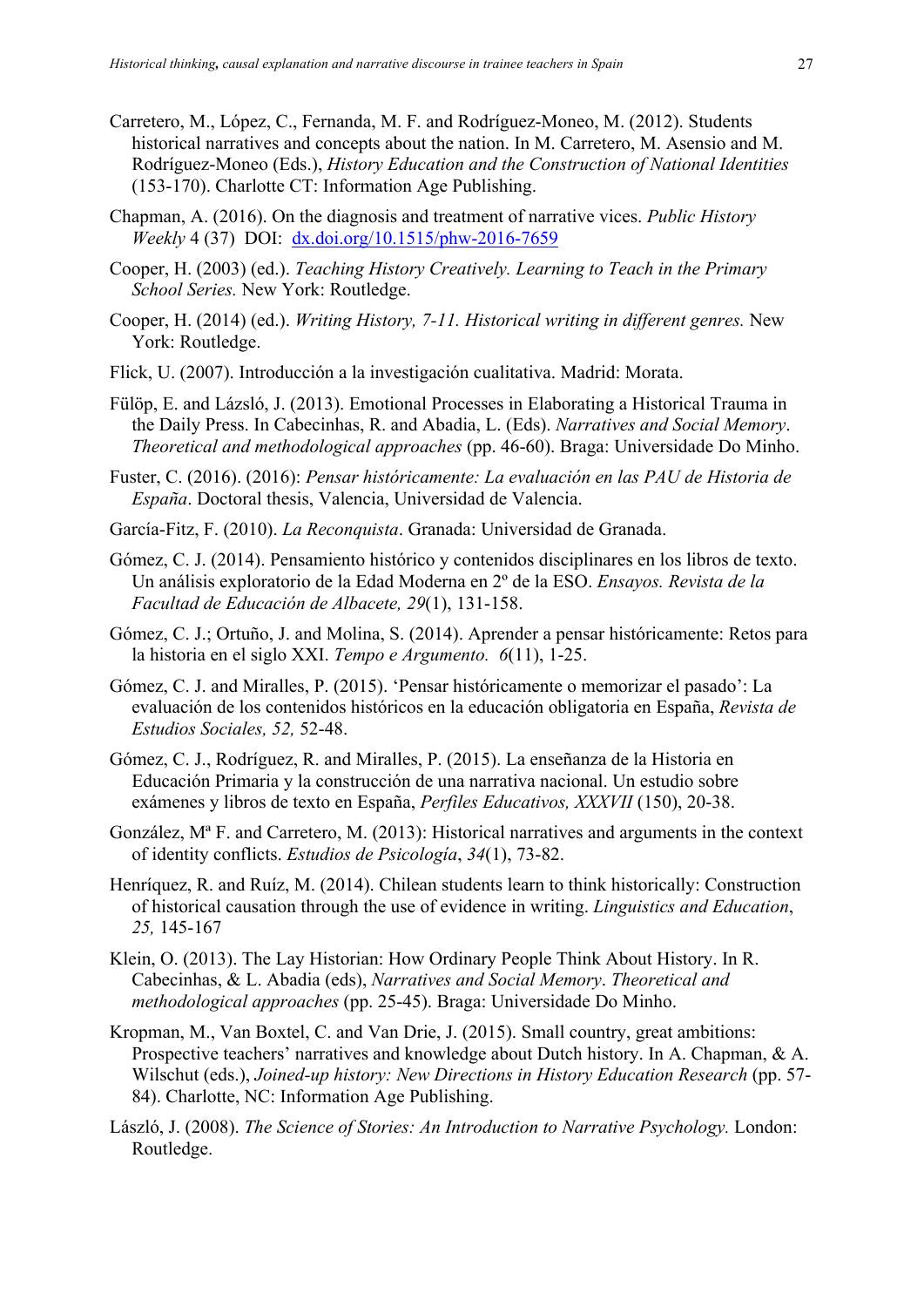Carretero, M., López, C., Fernanda, M. F. and Rodríguez-Moneo, M. (2012). Students historical narratives and concepts about the nation. In M. Carretero, M. Asensio and M. Rodríguez-Moneo (Eds.), *History Education and the Construction of National Identities* (153-170). Charlotte CT: Information Age Publishing.

Chapman, A. (2016). On the diagnosis and treatment of narrative vices. *Public History Weekly* 4 (37) DOI: dx.doi.org/10.1515/phw-2016-7659

Cooper, H. (2003) (ed.). *Teaching History Creatively. Learning to Teach in the Primary School Series.* New York: Routledge.

Cooper, H. (2014) (ed.). *Writing History, 7-11. Historical writing in different genres.* New York: Routledge.

Flick, U. (2007). Introducción a la investigación cualitativa. Madrid: Morata.

Fülöp, E. and Lázsló, J. (2013). Emotional Processes in Elaborating a Historical Trauma in the Daily Press. In Cabecinhas, R. and Abadia, L. (Eds). *Narratives and Social Memory*. *Theoretical and methodological approaches* (pp. 46-60). Braga: Universidade Do Minho.

Fuster, C. (2016). (2016): *Pensar históricamente: La evaluación en las PAU de Historia de España*. Doctoral thesis, Valencia, Universidad de Valencia.

García-Fitz, F. (2010). *La Reconquista*. Granada: Universidad de Granada.

Gómez, C. J. (2014). Pensamiento histórico y contenidos disciplinares en los libros de texto. Un análisis exploratorio de la Edad Moderna en 2º de la ESO. *Ensayos. Revista de la Facultad de Educación de Albacete, 29*(1), 131-158.

Gómez, C. J.; Ortuño, J. and Molina, S. (2014). Aprender a pensar históricamente: Retos para la historia en el siglo XXI. *Tempo e Argumento. 6*(11), 1-25.

Gómez, C. J. and Miralles, P. (2015). 'Pensar históricamente o memorizar el pasado': La evaluación de los contenidos históricos en la educación obligatoria en España, *Revista de Estudios Sociales, 52,* 52-48.

Gómez, C. J., Rodríguez, R. and Miralles, P. (2015). La enseñanza de la Historia en Educación Primaria y la construcción de una narrativa nacional. Un estudio sobre exámenes y libros de texto en España, *Perfiles Educativos, XXXVII* (150), 20-38.

González, Mª F. and Carretero, M. (2013): Historical narratives and arguments in the context of identity conflicts. *Estudios de Psicología*, *34*(1), 73-82.

Henríquez, R. and Ruíz, M. (2014). Chilean students learn to think historically: Construction of historical causation through the use of evidence in writing. *Linguistics and Education*, *25,* 145-167

Klein, O. (2013). The Lay Historian: How Ordinary People Think About History. In R. Cabecinhas, & L. Abadia (eds), *Narratives and Social Memory*. *Theoretical and methodological approaches* (pp. 25-45). Braga: Universidade Do Minho.

Kropman, M., Van Boxtel, C. and Van Drie, J. (2015). Small country, great ambitions: Prospective teachers' narratives and knowledge about Dutch history. In A. Chapman, & A. Wilschut (eds.), *Joined-up history: New Directions in History Education Research* (pp. 57-84). Charlotte, NC: Information Age Publishing.

László, J. (2008). *The Science of Stories: An Introduction to Narrative Psychology.* London: Routledge.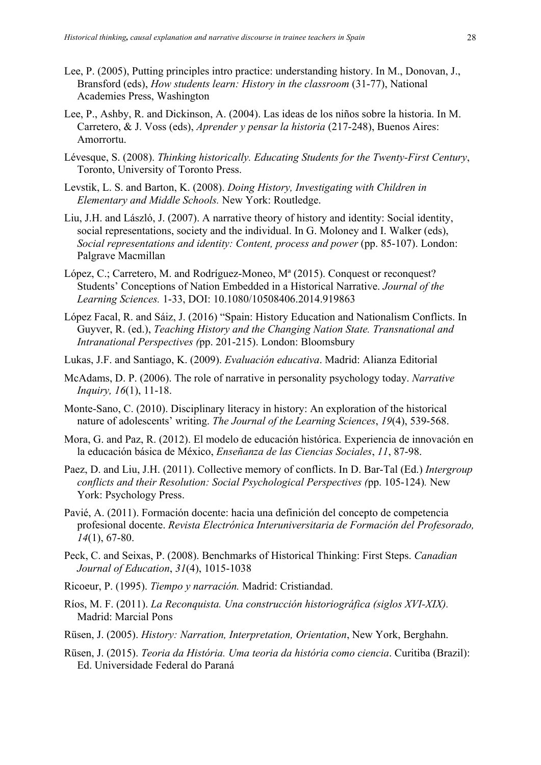Lee, P. (2005), Putting principles intro practice: understanding history. In M., Donovan, J., Bransford (eds), *How students learn: History in the classroom* (31-77), National Academies Press, Washington

Lee, P., Ashby, R. and Dickinson, A. (2004). Las ideas de los niños sobre la historia. In M. Carretero, & J. Voss (eds), *Aprender y pensar la historia* (217-248), Buenos Aires: Amorrortu.

Lévesque, S. (2008). *Thinking historically. Educating Students for the Twenty-First Century*, Toronto, University of Toronto Press.

Levstik, L. S. and Barton, K. (2008). *Doing History, Investigating with Children in Elementary and Middle Schools.* New York: Routledge.

Liu, J.H. and László, J. (2007). A narrative theory of history and identity: Social identity, social representations, society and the individual. In G. Moloney and I. Walker (eds), *Social representations and identity: Content, process and power* (pp. 85-107). London: Palgrave Macmillan

López, C.; Carretero, M. and Rodríguez-Moneo, Mª (2015). Conquest or reconquest? Students' Conceptions of Nation Embedded in a Historical Narrative. *Journal of the Learning Sciences.* 1-33, DOI: 10.1080/10508406.2014.919863

López Facal, R. and Sáiz, J. (2016) "Spain: History Education and Nationalism Conflicts. In Guyver, R. (ed.), *Teaching History and the Changing Nation State. Transnational and Intranational Perspectives (*pp. 201-215). London: Bloomsbury

Lukas, J.F. and Santiago, K. (2009). *Evaluación educativa*. Madrid: Alianza Editorial

McAdams, D. P. (2006). The role of narrative in personality psychology today. *Narrative Inquiry, 16*(1), 11-18.

Monte-Sano, C. (2010). Disciplinary literacy in history: An exploration of the historical nature of adolescents' writing. *The Journal of the Learning Sciences*, *19*(4), 539-568.

Mora, G. and Paz, R. (2012). El modelo de educación histórica. Experiencia de innovación en la educación básica de México, *Enseñanza de las Ciencias Sociales*, *11*, 87-98.

Paez, D. and Liu, J.H. (2011). Collective memory of conflicts. In D. Bar-Tal (Ed.) *Intergroup conflicts and their Resolution: Social Psychological Perspectives (*pp. 105-124)*.* New York: Psychology Press.

Pavié, A. (2011). Formación docente: hacia una definición del concepto de competencia profesional docente. *Revista Electrónica Interuniversitaria de Formación del Profesorado, 14*(1), 67-80.

Peck, C. and Seixas, P. (2008). Benchmarks of Historical Thinking: First Steps. *Canadian Journal of Education*, *31*(4), 1015-1038

Ricoeur, P. (1995). *Tiempo y narración.* Madrid: Cristiandad.

Ríos, M. F. (2011). *La Reconquista. Una construcción historiográfica (siglos XVI-XIX).* Madrid: Marcial Pons

Rüsen, J. (2005). *History: Narration, Interpretation, Orientation*, New York, Berghahn.

Rüsen, J. (2015). *Teoria da História. Uma teoria da história como ciencia*. Curitiba (Brazil): Ed. Universidade Federal do Paraná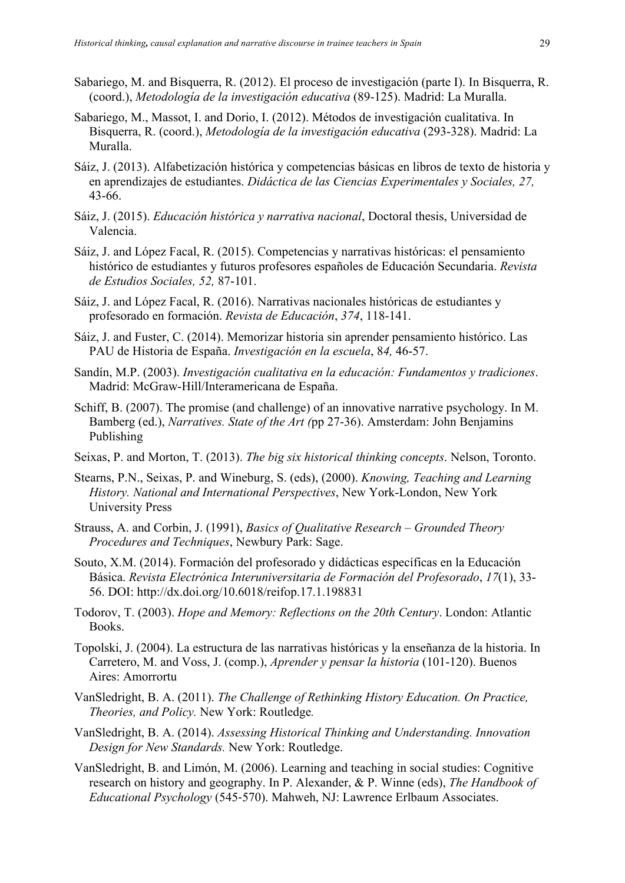Sabariego, M. and Bisquerra, R. (2012). El proceso de investigación (parte I). In Bisquerra, R. (coord.), *Metodología de la investigación educativa* (89-125). Madrid: La Muralla.

Sabariego, M., Massot, I. and Dorio, I. (2012). Métodos de investigación cualitativa. In Bisquerra, R. (coord.), *Metodología de la investigación educativa* (293-328). Madrid: La Muralla.

Sáiz, J. (2013). Alfabetización histórica y competencias básicas en libros de texto de historia y en aprendizajes de estudiantes. *Didáctica de las Ciencias Experimentales y Sociales, 27,* 43-66.

Sáiz, J. (2015). *Educación histórica y narrativa nacional*, Doctoral thesis, Universidad de Valencia.

Sáiz, J. and López Facal, R. (2015). Competencias y narrativas históricas: el pensamiento histórico de estudiantes y futuros profesores españoles de Educación Secundaria. *Revista de Estudios Sociales, 52,* 87-101.

Sáiz, J. and López Facal, R. (2016). Narrativas nacionales históricas de estudiantes y profesorado en formación. *Revista de Educación*, *374*, 118-141.

Sáiz, J. and Fuster, C. (2014). Memorizar historia sin aprender pensamiento histórico. Las PAU de Historia de España. *Investigación en la escuela*, 8*4,* 46-57.

Sandín, M.P. (2003). *Investigación cualitativa en la educación: Fundamentos y tradiciones*. Madrid: McGraw-Hill/Interamericana de España.

Schiff, B. (2007). The promise (and challenge) of an innovative narrative psychology. In M. Bamberg (ed.), *Narratives. State of the Art (*pp 27-36). Amsterdam: John Benjamins Publishing

Seixas, P. and Morton, T. (2013). *The big six historical thinking concepts*. Nelson, Toronto.

Stearns, P.N., Seixas, P. and Wineburg, S. (eds), (2000). *Knowing, Teaching and Learning History. National and International Perspectives*, New York-London, New York University Press

Strauss, A. and Corbin, J. (1991), *Basics of Qualitative Research – Grounded Theory Procedures and Techniques*, Newbury Park: Sage.

Souto, X.M. (2014). Formación del profesorado y didácticas específicas en la Educación Básica. *Revista Electrónica Interuniversitaria de Formación del Profesorado*, *17*(1), 33-56. DOI: http://dx.doi.org/10.6018/reifop.17.1.198831

Todorov, T. (2003). *Hope and Memory: Reflections on the 20th Century*. London: Atlantic Books.

Topolski, J. (2004). La estructura de las narrativas históricas y la enseñanza de la historia. In Carretero, M. and Voss, J. (comp.), *Aprender y pensar la historia* (101-120). Buenos Aires: Amorrortu

VanSledright, B. A. (2011). *The Challenge of Rethinking History Education. On Practice, Theories, and Policy.* New York: Routledge*.*

VanSledright, B. A. (2014). *Assessing Historical Thinking and Understanding. Innovation Design for New Standards.* New York: Routledge.

VanSledright, B. and Limón, M. (2006). Learning and teaching in social studies: Cognitive research on history and geography. In P. Alexander, & P. Winne (eds), *The Handbook of Educational Psychology* (545-570). Mahweh, NJ: Lawrence Erlbaum Associates.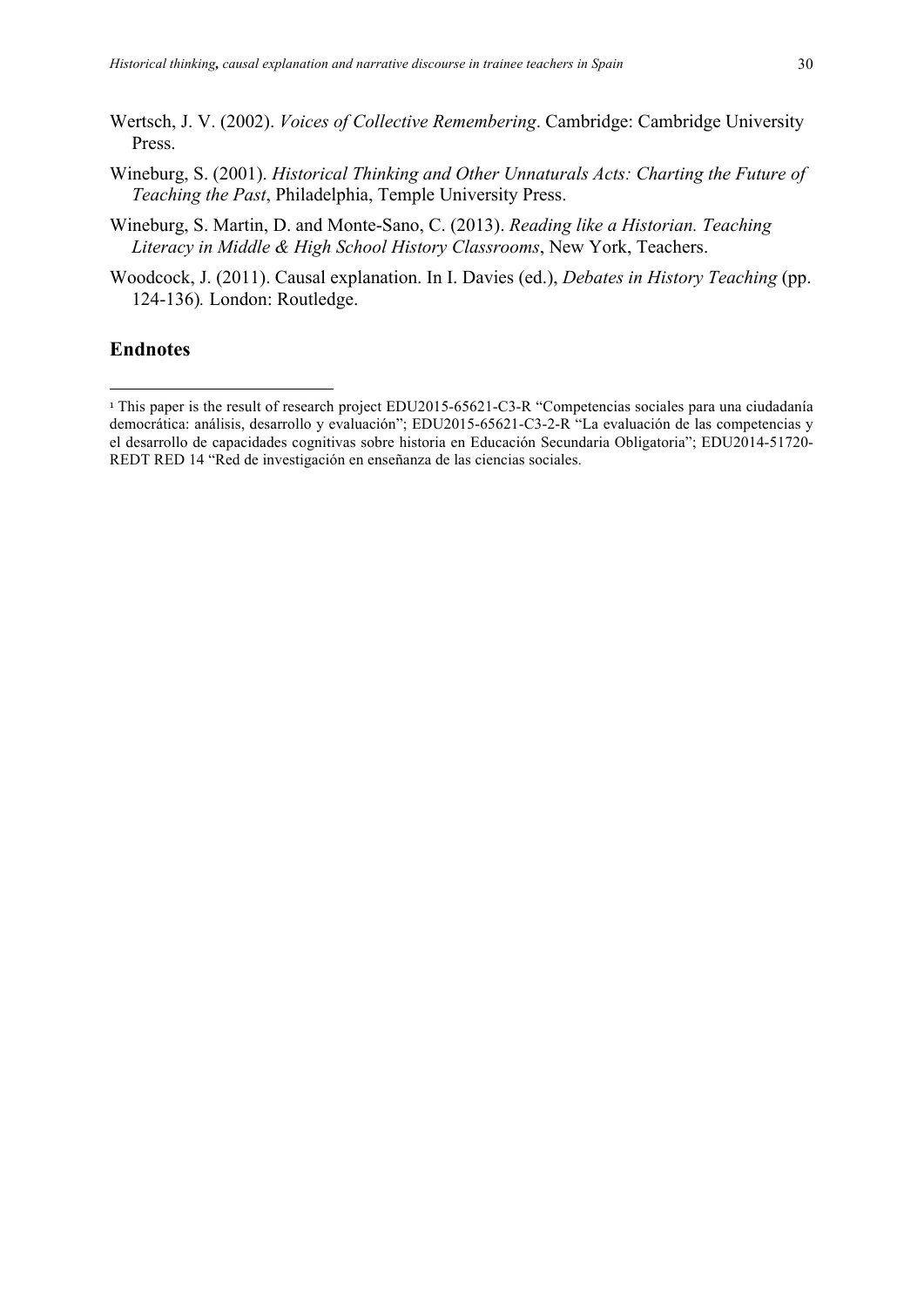Wertsch, J. V. (2002). *Voices of Collective Remembering*. Cambridge: Cambridge University Press.

Wineburg, S. (2001). *Historical Thinking and Other Unnaturals Acts: Charting the Future of Teaching the Past*, Philadelphia, Temple University Press.

Wineburg, S. Martin, D. and Monte-Sano, C. (2013). *Reading like a Historian. Teaching Literacy in Middle & High School History Classrooms*, New York, Teachers.

Woodcock, J. (2011). Causal explanation. In I. Davies (ed.), *Debates in History Teaching* (pp. 124-136). London: Routledge.

## Endnotes

[1] This paper is the result of research project EDU2015-65621-C3-R "Competencias sociales para una ciudadanía democrática: análisis, desarrollo y evaluación"; EDU2015-65621-C3-2-R "La evaluación de las competencias y el desarrollo de capacidades cognitivas sobre historia en Educación Secundaria Obligatoria"; EDU2014-51720-REDT RED 14 "Red de investigación en enseñanza de las ciencias sociales.